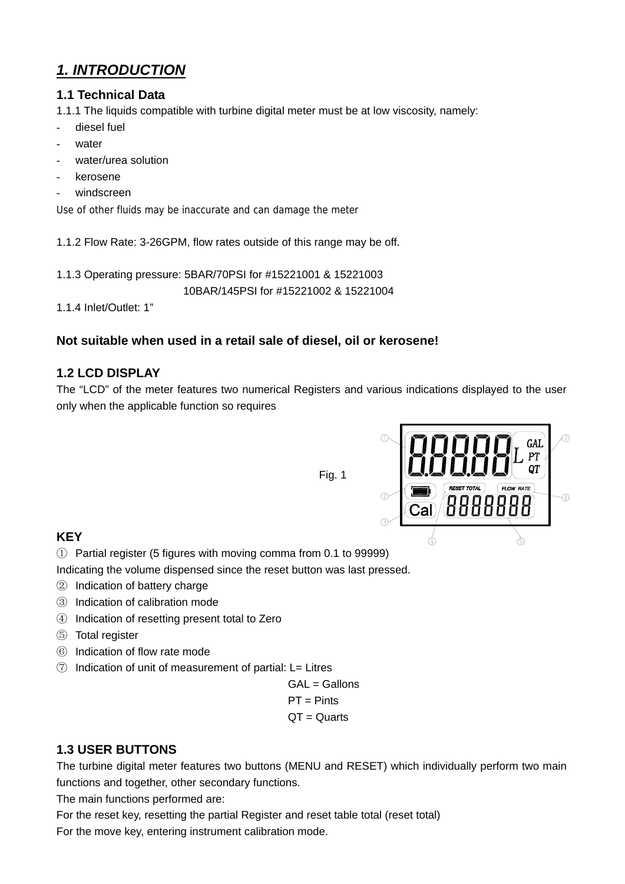# *1. INTRODUCTION*

## 1.1 Technical Data

1.1.1 The liquids compatible with turbine digital meter must be at low viscosity, namely:

- diesel fuel
- water
- water/urea solution
- kerosene
- windscreen

Use of other fluids may be inaccurate and can damage the meter

1.1.2 Flow Rate: 3-26GPM, flow rates outside of this range may be off.

1.1.3 Operating pressure: 5BAR/70PSI for #15221001 & 15221003
10BAR/145PSI for #15221002 & 15221004

1.1.4 Inlet/Outlet: 1”

**Not suitable when used in a retail sale of diesel, oil or kerosene!**

## 1.2 LCD DISPLAY

The “LCD” of the meter features two numerical Registers and various indications displayed to the user only when the applicable function so requires

Fig. 1

**KEY**

① Partial register (5 figures with moving comma from 0.1 to 99999)
Indicating the volume dispensed since the reset button was last pressed.
② Indication of battery charge
③ Indication of calibration mode
④ Indication of resetting present total to Zero
⑤ Total register
⑥ Indication of flow rate mode
⑦ Indication of unit of measurement of partial: L= Litres
GAL = Gallons
PT = Pints
QT = Quarts

## 1.3 USER BUTTONS

The turbine digital meter features two buttons (MENU and RESET) which individually perform two main functions and together, other secondary functions.
The main functions performed are:
For the reset key, resetting the partial Register and reset table total (reset total)
For the move key, entering instrument calibration mode.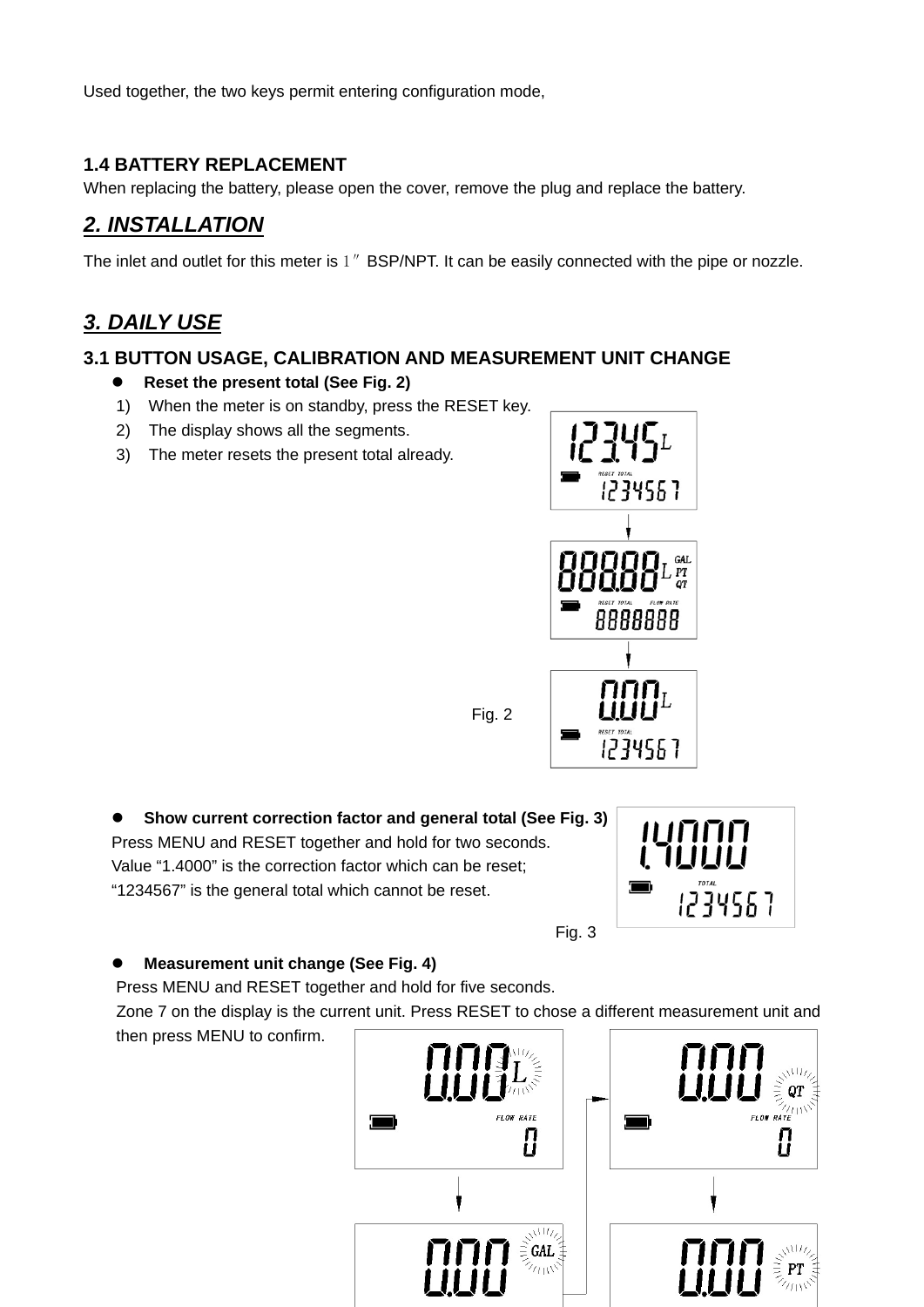Used together, the two keys permit entering configuration mode,

### 1.4 BATTERY REPLACEMENT

When replacing the battery, please open the cover, remove the plug and replace the battery.

## *2. INSTALLATION*

The inlet and outlet for this meter is 1″ BSP/NPT. It can be easily connected with the pipe or nozzle.

## *3. DAILY USE*

### 3.1 BUTTON USAGE, CALIBRATION AND MEASUREMENT UNIT CHANGE

- **Reset the present total (See Fig. 2)**
  1) When the meter is on standby, press the RESET key.
  2) The display shows all the segments.
  3) The meter resets the present total already.

Fig. 2

- **Show current correction factor and general total (See Fig. 3)**

  Press MENU and RESET together and hold for two seconds.
  Value "1.4000" is the correction factor which can be reset;
  "1234567" is the general total which cannot be reset.

Fig. 3

- **Measurement unit change (See Fig. 4)**

  Press MENU and RESET together and hold for five seconds.
  Zone 7 on the display is the current unit. Press RESET to chose a different measurement unit and then press MENU to confirm.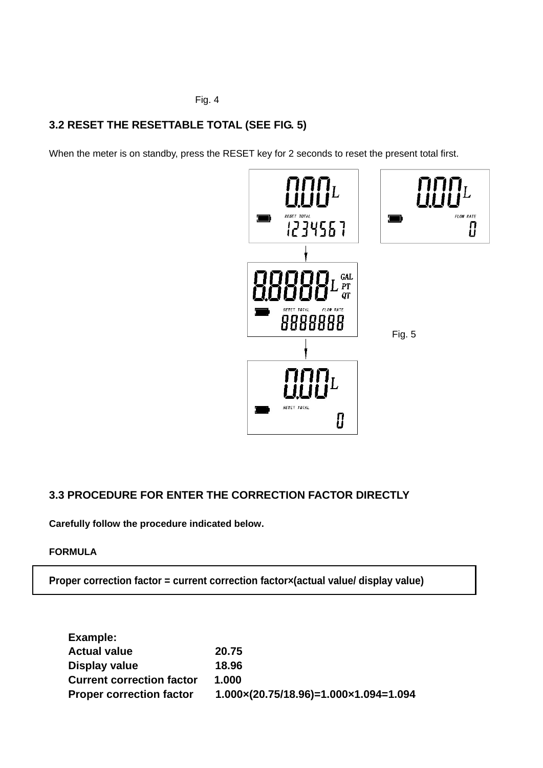Fig. 4

### 3.2 RESET THE RESETTABLE TOTAL (SEE FIG. 5)

When the meter is on standby, press the RESET key for 2 seconds to reset the present total first.

Fig. 5

### 3.3 PROCEDURE FOR ENTER THE CORRECTION FACTOR DIRECTLY

**Carefully follow the procedure indicated below.**

**FORMULA**

| **Proper correction factor = current correction factor×(actual value/ display value)** |
|---|

**Example:**

| | |
|---|---|
| **Actual value** | **20.75** |
| **Display value** | **18.96** |
| **Current correction factor** | **1.000** |
| **Proper correction factor** | **1.000×(20.75/18.96)=1.000×1.094=1.094** |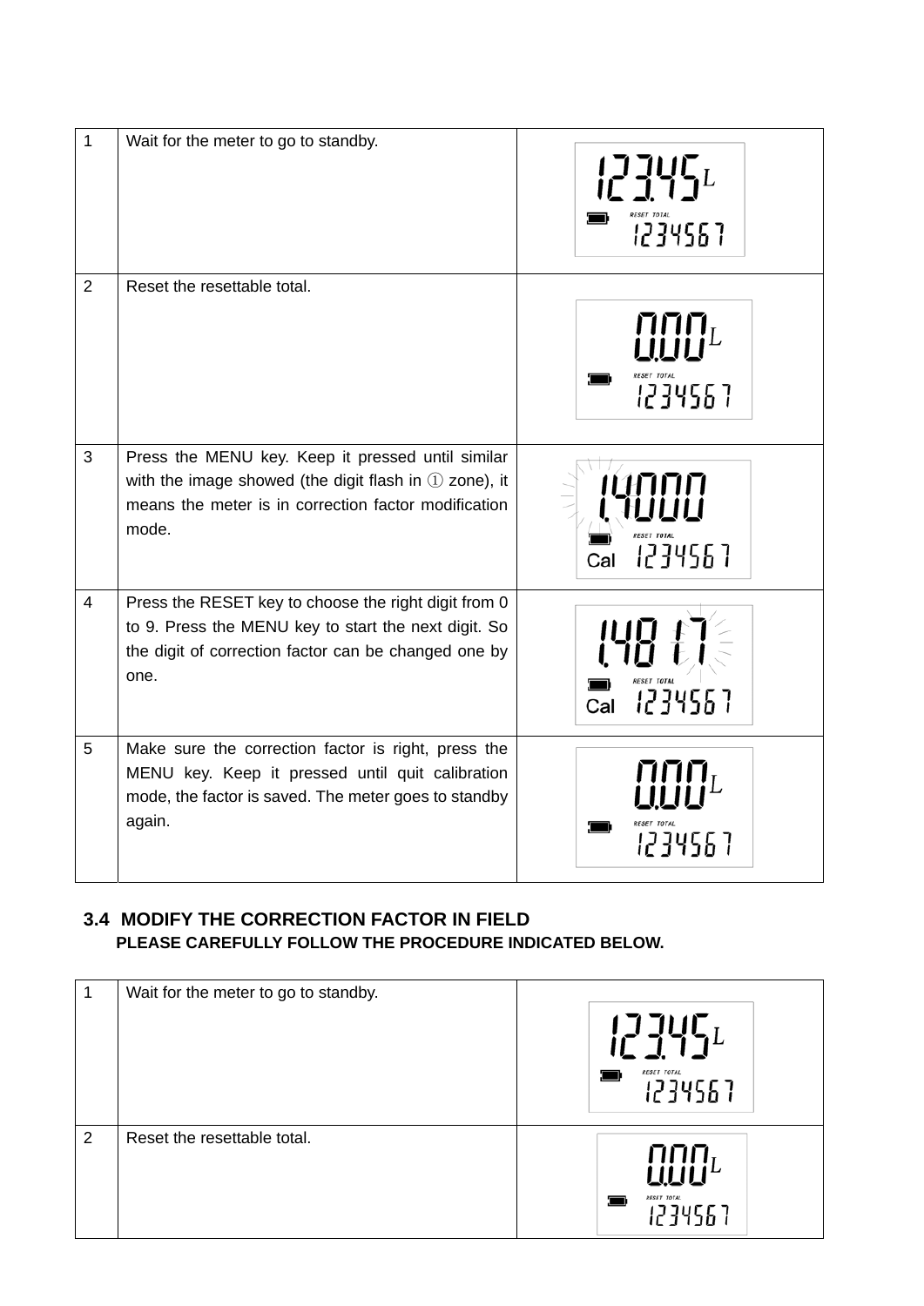| | | |
|---|---|---|
| 1 | Wait for the meter to go to standby. | |
| 2 | Reset the resettable total. | |
| 3 | Press the MENU key. Keep it pressed until similar with the image showed (the digit flash in ① zone), it means the meter is in correction factor modification mode. | |
| 4 | Press the RESET key to choose the right digit from 0 to 9. Press the MENU key to start the next digit. So the digit of correction factor can be changed one by one. | |
| 5 | Make sure the correction factor is right, press the MENU key. Keep it pressed until quit calibration mode, the factor is saved. The meter goes to standby again. | |

## 3.4 MODIFY THE CORRECTION FACTOR IN FIELD

**PLEASE CAREFULLY FOLLOW THE PROCEDURE INDICATED BELOW.**

| | | |
|---|---|---|
| 1 | Wait for the meter to go to standby. | |
| 2 | Reset the resettable total. | |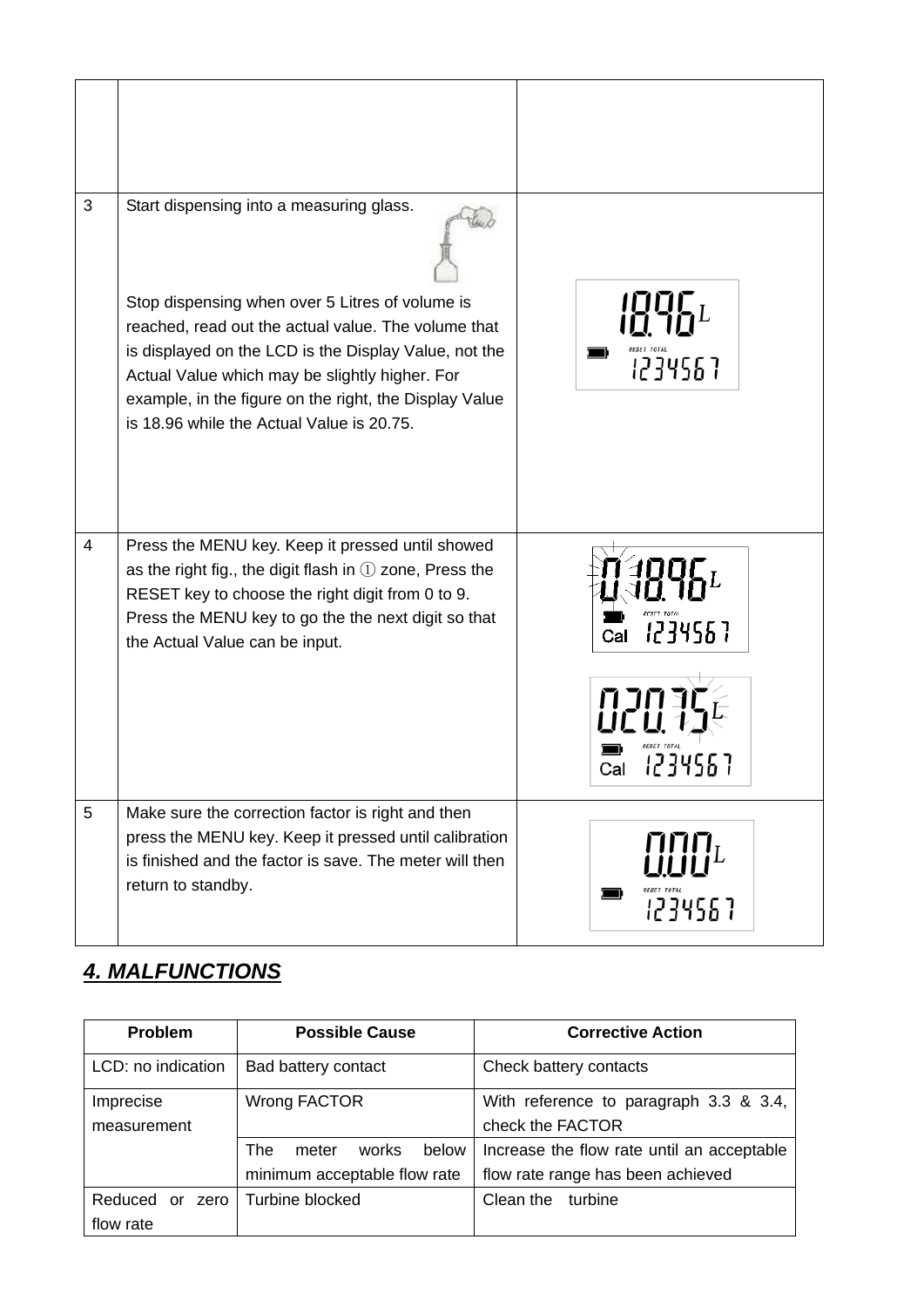| | | |
|---|---|---|
| | | |
| 3 | Start dispensing into a measuring glass.<br><br>Stop dispensing when over 5 Litres of volume is reached, read out the actual value. The volume that is displayed on the LCD is the Display Value, not the Actual Value which may be slightly higher. For example, in the figure on the right, the Display Value is 18.96 while the Actual Value is 20.75. | 18.96 L<br>RESET TOTAL<br>1234567 |
| 4 | Press the MENU key. Keep it pressed until showed as the right fig., the digit flash in ① zone, Press the RESET key to choose the right digit from 0 to 9. Press the MENU key to go the the next digit so that the Actual Value can be input. | 0 18.96 L<br>RESET TOTAL<br>Cal 1234567<br><br>020.75 L<br>RESET TOTAL<br>Cal 1234567 |
| 5 | Make sure the correction factor is right and then press the MENU key. Keep it pressed until calibration is finished and the factor is save. The meter will then return to standby. | 0.00 L<br>RESET TOTAL<br>1234567 |

## *4. MALFUNCTIONS*

| Problem | Possible Cause | Corrective Action |
|---|---|---|
| LCD: no indication | Bad battery contact | Check battery contacts |
| Imprecise measurement | Wrong FACTOR | With reference to paragraph 3.3 & 3.4, check the FACTOR |
| | The meter works below minimum acceptable flow rate | Increase the flow rate until an acceptable flow rate range has been achieved |
| Reduced or zero flow rate | Turbine blocked | Clean the turbine |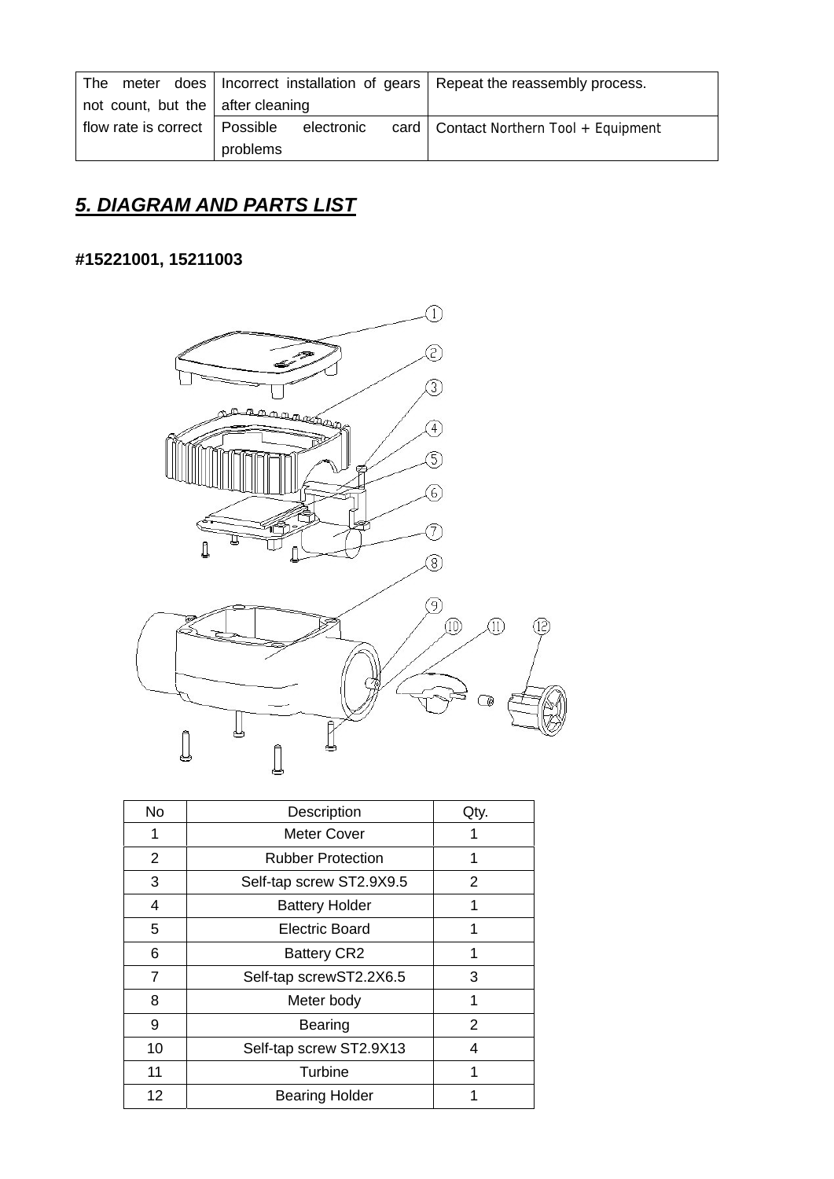| The meter does not count, but the flow rate is correct | Incorrect installation of gears after cleaning | Repeat the reassembly process. |
|---|---|---|
| | Possible electronic card problems | Contact Northern Tool + Equipment |

## *5. DIAGRAM AND PARTS LIST*

**#15221001, 15211003**

| No | Description | Qty. |
|---|---|---|
| 1 | Meter Cover | 1 |
| 2 | Rubber Protection | 1 |
| 3 | Self-tap screw ST2.9X9.5 | 2 |
| 4 | Battery Holder | 1 |
| 5 | Electric Board | 1 |
| 6 | Battery CR2 | 1 |
| 7 | Self-tap screwST2.2X6.5 | 3 |
| 8 | Meter body | 1 |
| 9 | Bearing | 2 |
| 10 | Self-tap screw ST2.9X13 | 4 |
| 11 | Turbine | 1 |
| 12 | Bearing Holder | 1 |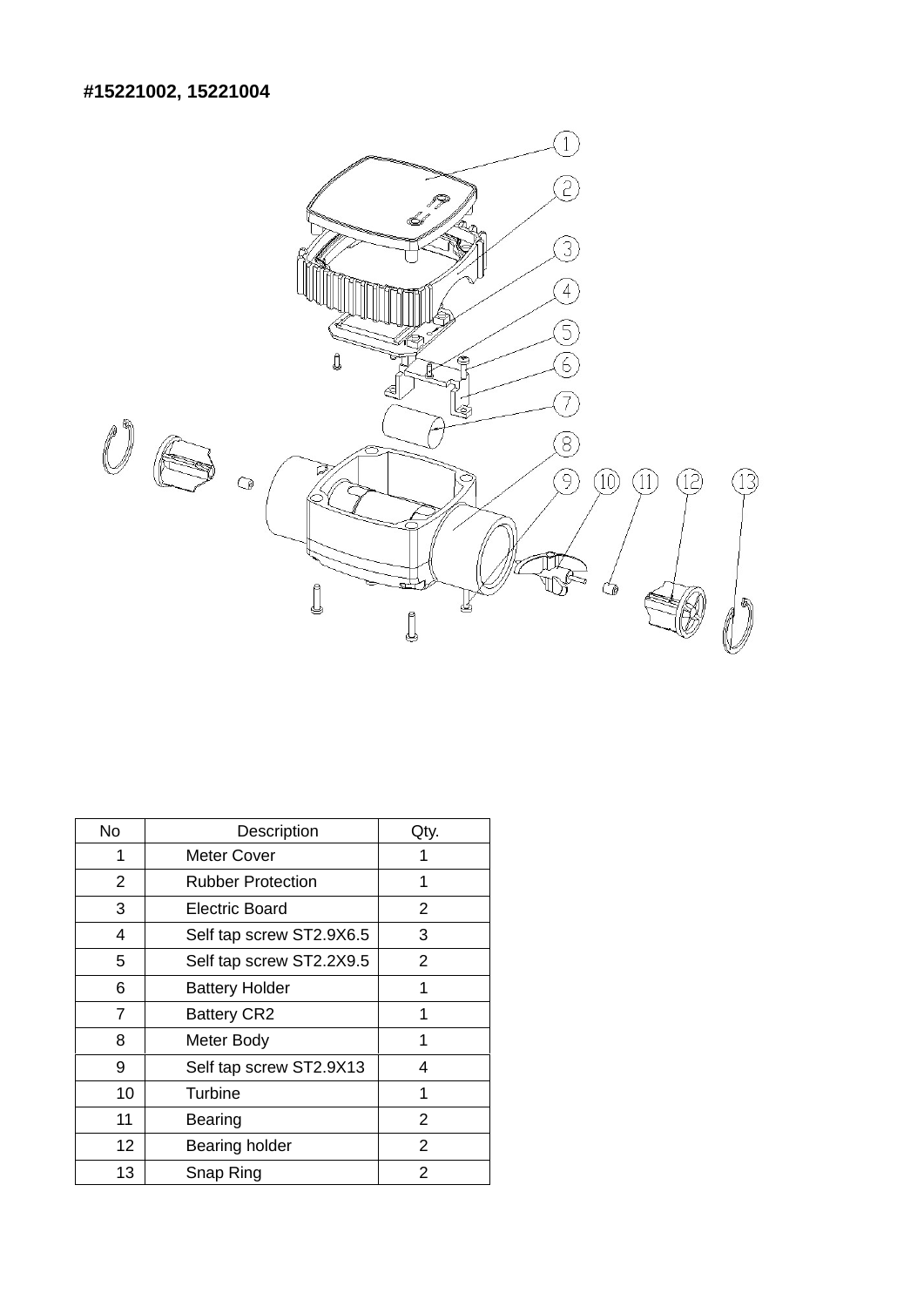**#15221002, 15221004**

1
2
3
4
5
6
7
8
9
10
11
12
13

| No | Description | Qty. |
|---|---|---|
| 1 | Meter Cover | 1 |
| 2 | Rubber Protection | 1 |
| 3 | Electric Board | 2 |
| 4 | Self tap screw ST2.9X6.5 | 3 |
| 5 | Self tap screw ST2.2X9.5 | 2 |
| 6 | Battery Holder | 1 |
| 7 | Battery CR2 | 1 |
| 8 | Meter Body | 1 |
| 9 | Self tap screw ST2.9X13 | 4 |
| 10 | Turbine | 1 |
| 11 | Bearing | 2 |
| 12 | Bearing holder | 2 |
| 13 | Snap Ring | 2 |